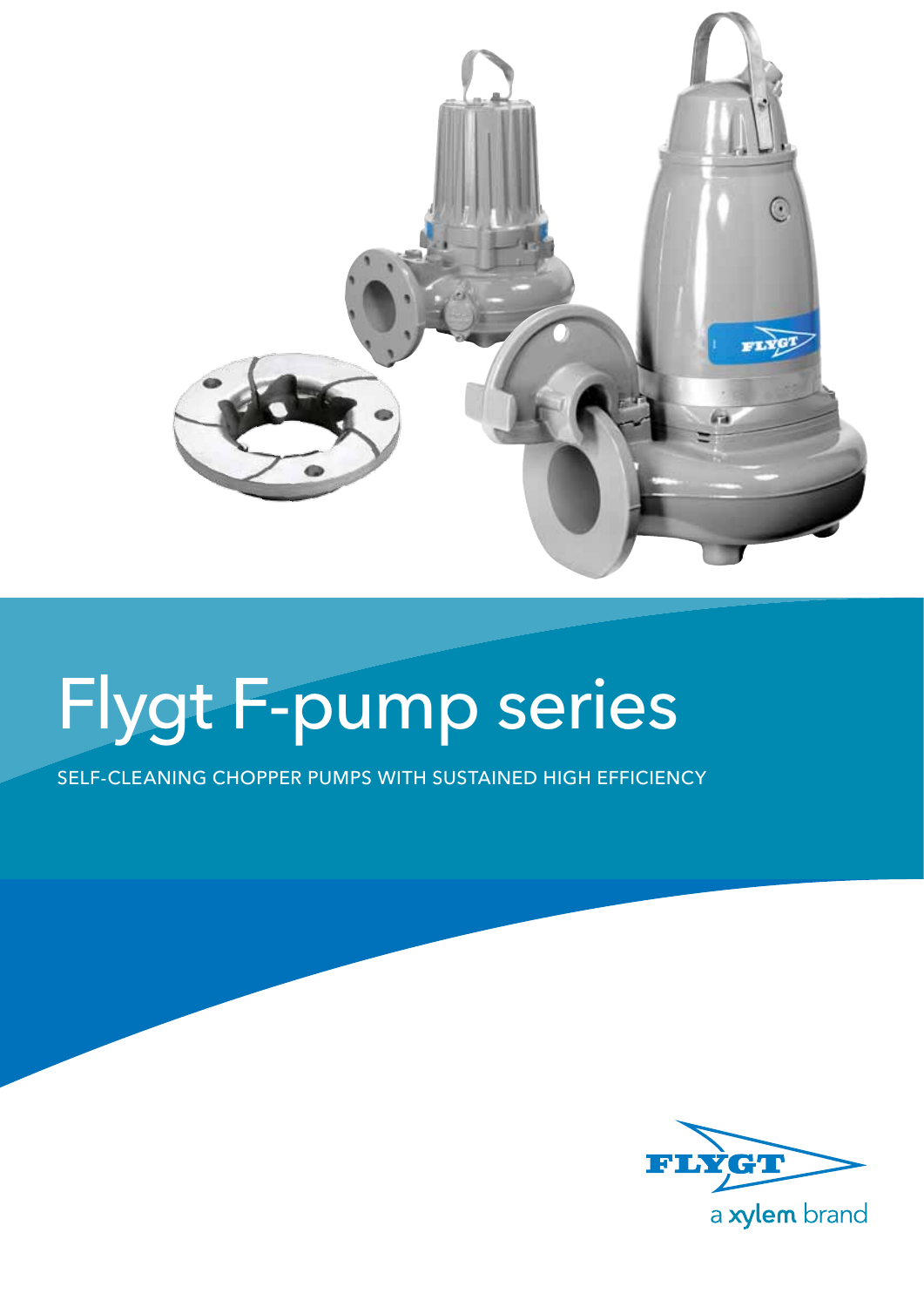# Flygt F-pump series

SELF-CLEANING CHOPPER PUMPS WITH SUSTAINED HIGH EFFICIENCY

a xylem brand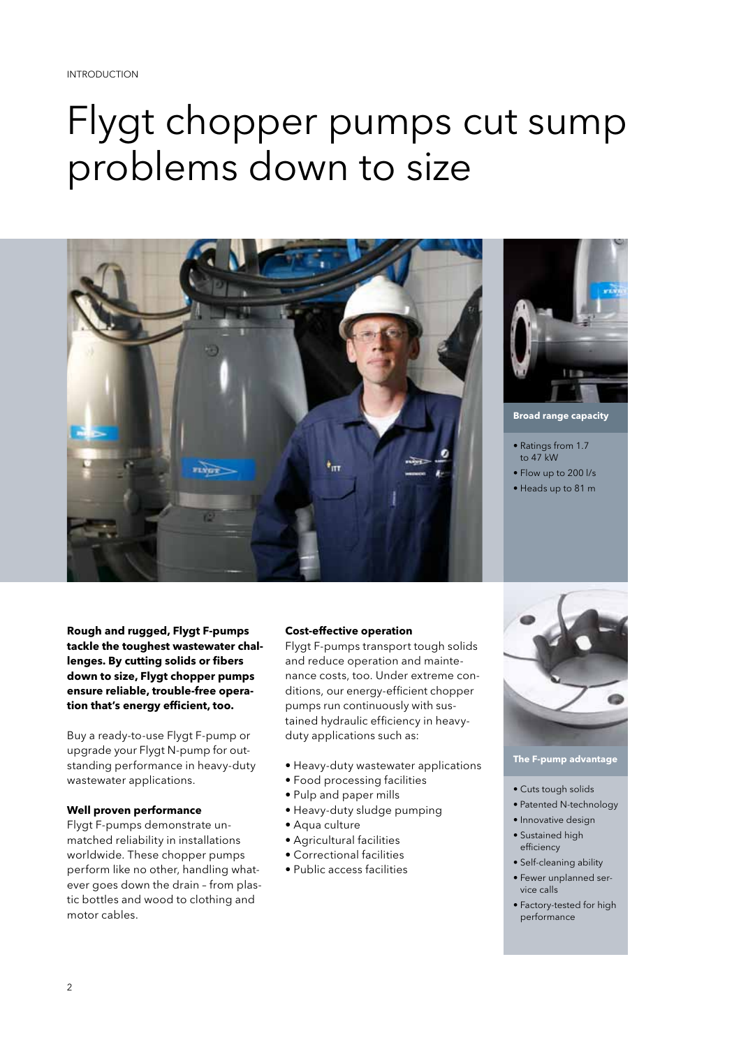# Flygt chopper pumps cut sump problems down to size

**Broad range capacity**

- Ratings from 1.7 to 47 kW
- Flow up to 200 l/s
- Heads up to 81 m

**Rough and rugged, Flygt F-pumps tackle the toughest wastewater challenges. By cutting solids or fibers down to size, Flygt chopper pumps ensure reliable, trouble-free operation that's energy efficient, too.**

Buy a ready-to-use Flygt F-pump or upgrade your Flygt N-pump for outstanding performance in heavy-duty wastewater applications.

**Well proven performance**

Flygt F-pumps demonstrate unmatched reliability in installations worldwide. These chopper pumps perform like no other, handling whatever goes down the drain – from plastic bottles and wood to clothing and motor cables.

**Cost-effective operation**

Flygt F-pumps transport tough solids and reduce operation and maintenance costs, too. Under extreme conditions, our energy-efficient chopper pumps run continuously with sustained hydraulic efficiency in heavy-duty applications such as:

- Heavy-duty wastewater applications
- Food processing facilities
- Pulp and paper mills
- Heavy-duty sludge pumping
- Aqua culture
- Agricultural facilities
- Correctional facilities
- Public access facilities

**The F-pump advantage**

- Cuts tough solids
- Patented N-technology
- Innovative design
- Sustained high efficiency
- Self-cleaning ability
- Fewer unplanned service calls
- Factory-tested for high performance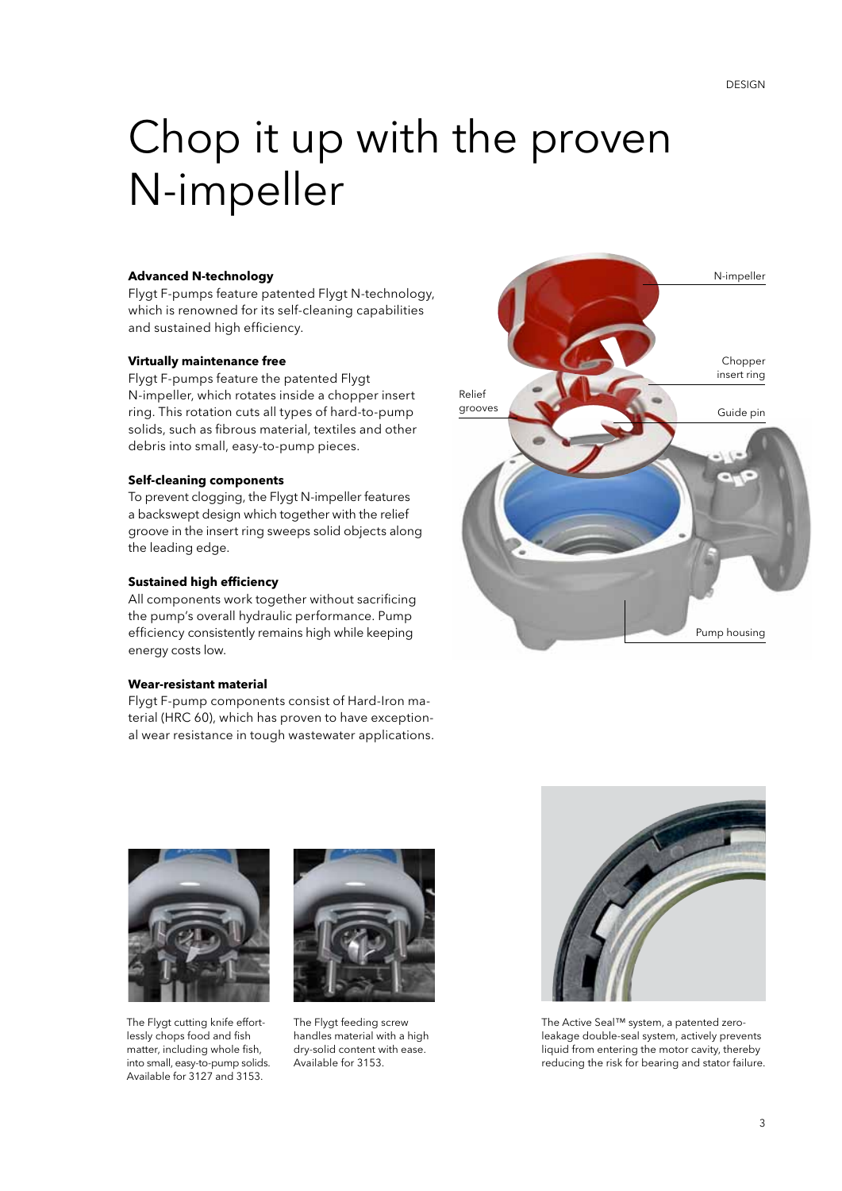# Chop it up with the proven N-impeller

**Advanced N-technology**

Flygt F-pumps feature patented Flygt N-technology, which is renowned for its self-cleaning capabilities and sustained high efficiency.

**Virtually maintenance free**

Flygt F-pumps feature the patented Flygt N-impeller, which rotates inside a chopper insert ring. This rotation cuts all types of hard-to-pump solids, such as fibrous material, textiles and other debris into small, easy-to-pump pieces.

**Self-cleaning components**

To prevent clogging, the Flygt N-impeller features a backswept design which together with the relief groove in the insert ring sweeps solid objects along the leading edge.

**Sustained high efficiency**

All components work together without sacrificing the pump's overall hydraulic performance. Pump efficiency consistently remains high while keeping energy costs low.

**Wear-resistant material**

Flygt F-pump components consist of Hard-Iron material (HRC 60), which has proven to have exceptional wear resistance in tough wastewater applications.

N-impeller

Chopper insert ring

Relief grooves

Guide pin

Pump housing

The Flygt cutting knife effortlessly chops food and fish matter, including whole fish, into small, easy-to-pump solids. Available for 3127 and 3153.

The Flygt feeding screw handles material with a high dry-solid content with ease. Available for 3153.

The Active Seal™ system, a patented zero-leakage double-seal system, actively prevents liquid from entering the motor cavity, thereby reducing the risk for bearing and stator failure.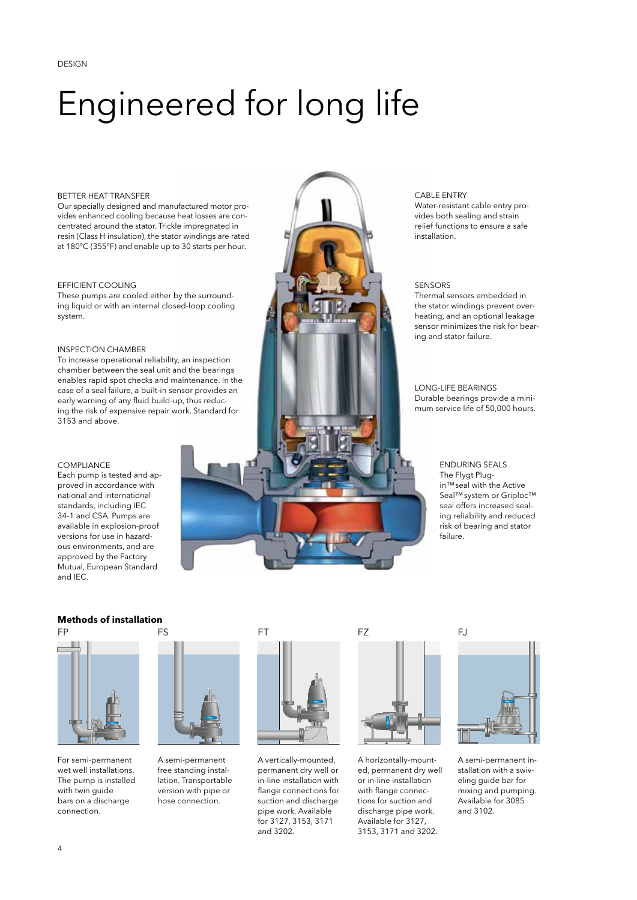DESIGN

# Engineered for long life

BETTER HEAT TRANSFER
Our specially designed and manufactured motor provides enhanced cooling because heat losses are concentrated around the stator. Trickle impregnated in resin (Class H insulation), the stator windings are rated at 180°C (355°F) and enable up to 30 starts per hour.

EFFICIENT COOLING
These pumps are cooled either by the surrounding liquid or with an internal closed-loop cooling system.

INSPECTION CHAMBER
To increase operational reliability, an inspection chamber between the seal unit and the bearings enables rapid spot checks and maintenance. In the case of a seal failure, a built-in sensor provides an early warning of any fluid build-up, thus reducing the risk of expensive repair work. Standard for 3153 and above.

COMPLIANCE
Each pump is tested and approved in accordance with national and international standards, including IEC 34-1 and CSA. Pumps are available in explosion-proof versions for use in hazardous environments, and are approved by the Factory Mutual, European Standard and IEC.

CABLE ENTRY
Water-resistant cable entry provides both sealing and strain relief functions to ensure a safe installation.

SENSORS
Thermal sensors embedded in the stator windings prevent overheating, and an optional leakage sensor minimizes the risk for bearing and stator failure.

LONG-LIFE BEARINGS
Durable bearings provide a minimum service life of 50,000 hours.

ENDURING SEALS
The Flygt Plug-in™ seal with the Active Seal™ system or Griploc™ seal offers increased sealing reliability and reduced risk of bearing and stator failure.

**Methods of installation**

FP

For semi-permanent wet well installations. The pump is installed with twin guide bars on a discharge connection.

FS

A semi-permanent free standing installation. Transportable version with pipe or hose connection.

FT

A vertically-mounted, permanent dry well or in-line installation with flange connections for suction and discharge pipe work. Available for 3127, 3153, 3171 and 3202.

FZ

A horizontally-mounted, permanent dry well or in-line installation with flange connections for suction and discharge pipe work. Available for 3127, 3153, 3171 and 3202.

FJ

A semi-permanent installation with a swiveling guide bar for mixing and pumping. Available for 3085 and 3102.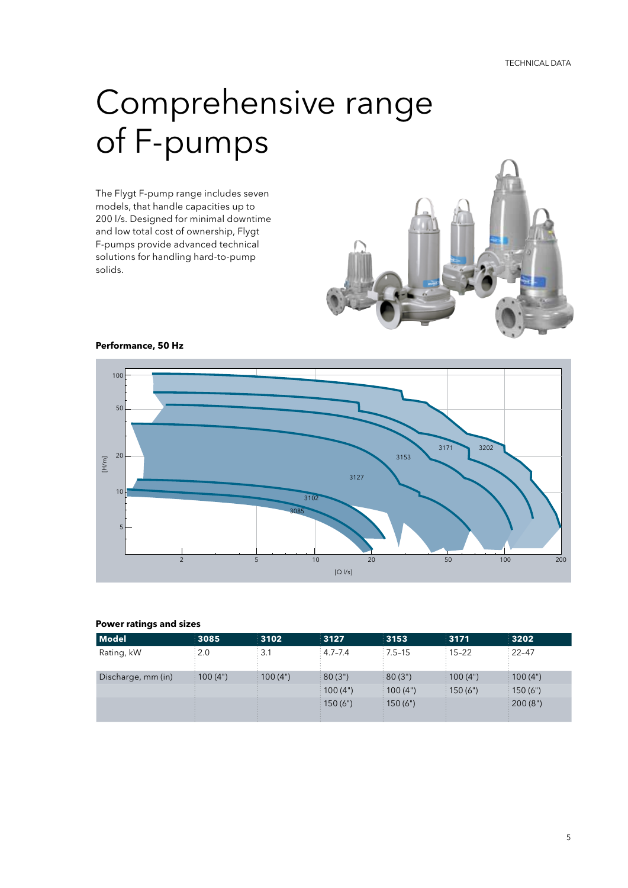# Comprehensive range of F-pumps

The Flygt F-pump range includes seven models, that handle capacities up to 200 l/s. Designed for minimal downtime and low total cost of ownership, Flygt F-pumps provide advanced technical solutions for handling hard-to-pump solids.

**Performance, 50 Hz**

**Power ratings and sizes**

| Model | 3085 | 3102 | 3127 | 3153 | 3171 | 3202 |
|---|---|---|---|---|---|---|
| Rating, kW | 2.0 | 3.1 | 4.7–7.4 | 7.5–15 | 15–22 | 22–47 |
| Discharge, mm (in) | 100 (4") | 100 (4") | 80 (3") | 80 (3") | 100 (4") | 100 (4") |
| | | | 100 (4") | 100 (4") | 150 (6") | 150 (6") |
| | | | 150 (6") | 150 (6") | | 200 (8") |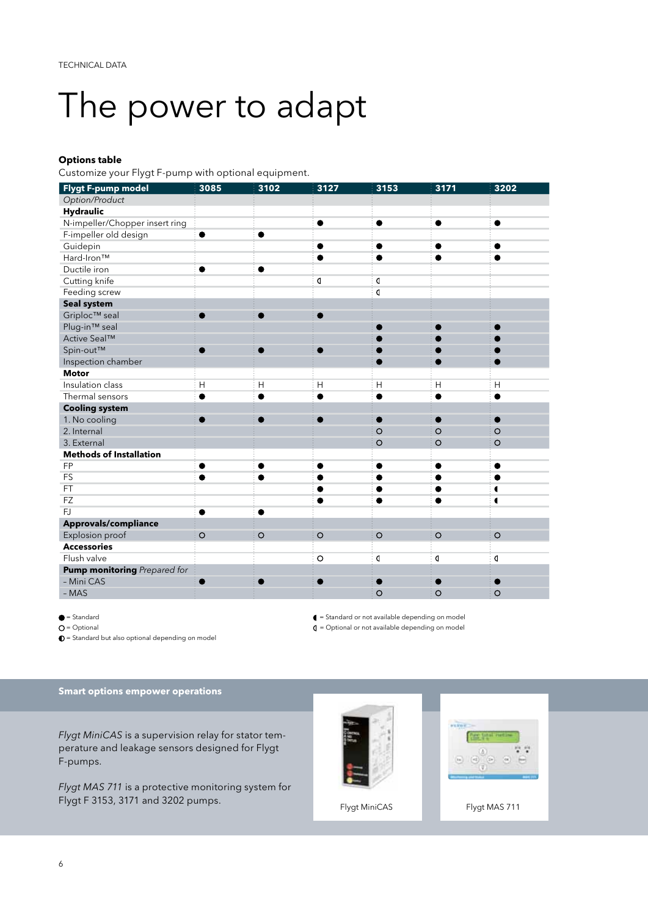TECHNICAL DATA

# The power to adapt

**Options table**

Customize your Flygt F-pump with optional equipment.

| Flygt F-pump model | 3085 | 3102 | 3127 | 3153 | 3171 | 3202 |
|---|---|---|---|---|---|---|
| *Option/Product* | | | | | | |
| **Hydraulic** | | | | | | |
| N-impeller/Chopper insert ring | | | ● | ● | ● | ● |
| F-impeller old design | ● | ● | | | | |
| Guidepin | | | ● | ● | ● | ● |
| Hard-Iron™ | | | ● | ● | ● | ● |
| Ductile iron | ● | ● | | | | |
| Cutting knife | | | ◖ | ◖ | | |
| Feeding screw | | | | ◖ | | |
| **Seal system** | | | | | | |
| Griploc™ seal | ● | ● | ● | | | |
| Plug-in™ seal | | | | ● | ● | ● |
| Active Seal™ | | | | ● | ● | ● |
| Spin-out™ | ● | ● | ● | ● | ● | ● |
| Inspection chamber | | | | ● | ● | ● |
| **Motor** | | | | | | |
| Insulation class | H | H | H | H | H | H |
| Thermal sensors | ● | ● | ● | ● | ● | ● |
| **Cooling system** | | | | | | |
| 1. No cooling | ● | ● | ● | ● | ● | ● |
| 2. Internal | | | | ○ | ○ | ○ |
| 3. External | | | | ○ | ○ | ○ |
| **Methods of Installation** | | | | | | |
| FP | ● | ● | ● | ● | ● | ● |
| FS | ● | ● | ● | ● | ● | ● |
| FT | | | ● | ● | ● | ◖ |
| FZ | | | ● | ● | ● | ◖ |
| FJ | ● | ● | | | | |
| **Approvals/compliance** | | | | | | |
| Explosion proof | ○ | ○ | ○ | ○ | ○ | ○ |
| **Accessories** | | | | | | |
| Flush valve | | | ○ | ◖ | ◖ | ◖ |
| **Pump monitoring** *Prepared for* | | | | | | |
| - Mini CAS | ● | ● | ● | ● | ● | ● |
| – MAS | | | | ○ | ○ | ○ |

● = Standard

○ = Optional

◐ = Standard but also optional depending on model

◖ = Standard or not available depending on model

◖ = Optional or not available depending on model

**Smart options empower operations**

*Flygt MiniCAS* is a supervision relay for stator temperature and leakage sensors designed for Flygt F-pumps.

*Flygt MAS 711* is a protective monitoring system for Flygt F 3153, 3171 and 3202 pumps.

Flygt MiniCAS

Flygt MAS 711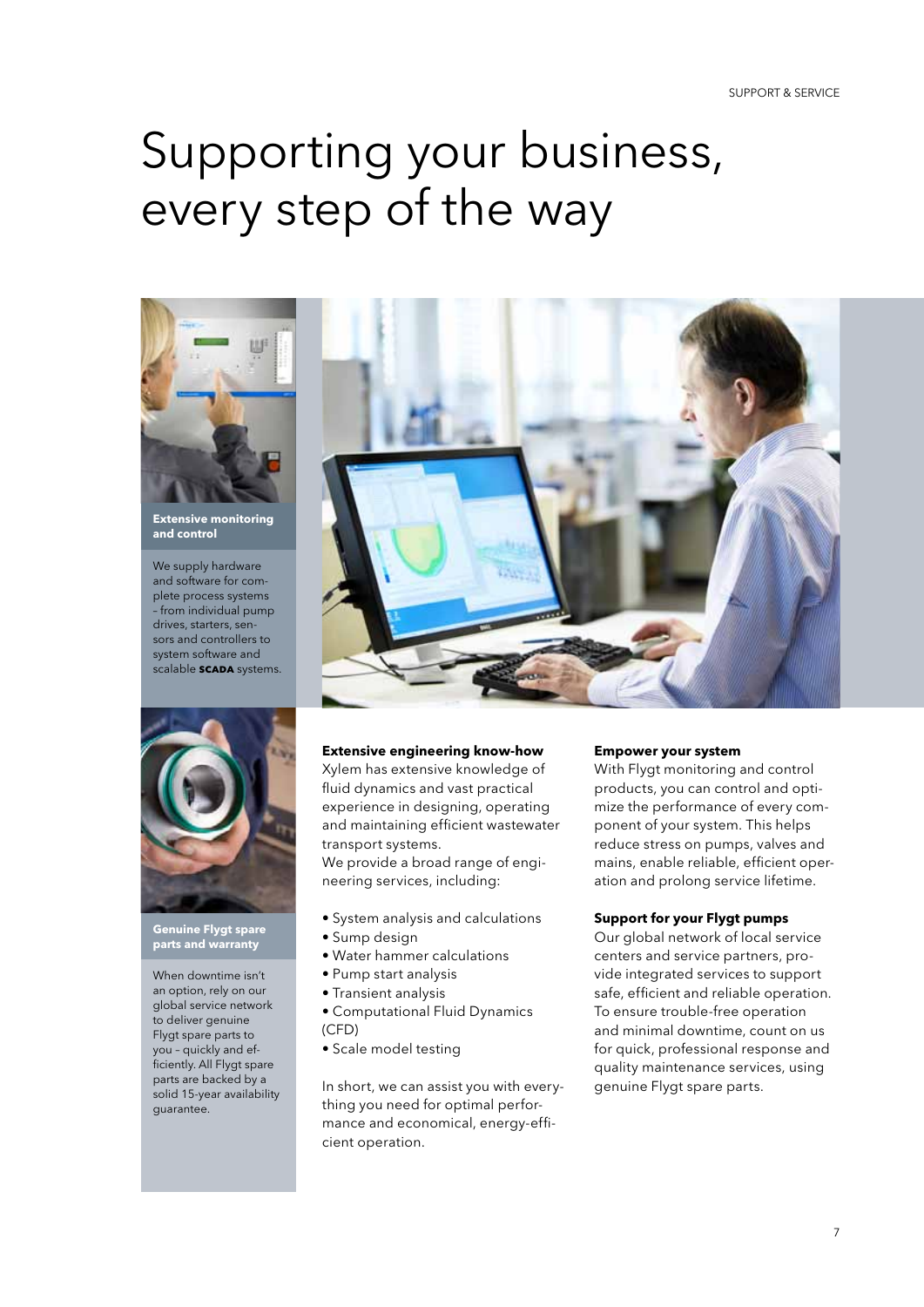# Supporting your business, every step of the way

**Extensive monitoring and control**

We supply hardware and software for complete process systems – from individual pump drives, starters, sensors and controllers to system software and scalable **SCADA** systems.

**Genuine Flygt spare parts and warranty**

When downtime isn't an option, rely on our global service network to deliver genuine Flygt spare parts to you – quickly and efficiently. All Flygt spare parts are backed by a solid 15-year availability guarantee.

**Extensive engineering know-how**

Xylem has extensive knowledge of fluid dynamics and vast practical experience in designing, operating and maintaining efficient wastewater transport systems.
We provide a broad range of engineering services, including:

- System analysis and calculations
- Sump design
- Water hammer calculations
- Pump start analysis
- Transient analysis
- Computational Fluid Dynamics (CFD)
- Scale model testing

In short, we can assist you with everything you need for optimal performance and economical, energy-efficient operation.

**Empower your system**

With Flygt monitoring and control products, you can control and optimize the performance of every component of your system. This helps reduce stress on pumps, valves and mains, enable reliable, efficient operation and prolong service lifetime.

**Support for your Flygt pumps**

Our global network of local service centers and service partners, provide integrated services to support safe, efficient and reliable operation. To ensure trouble-free operation and minimal downtime, count on us for quick, professional response and quality maintenance services, using genuine Flygt spare parts.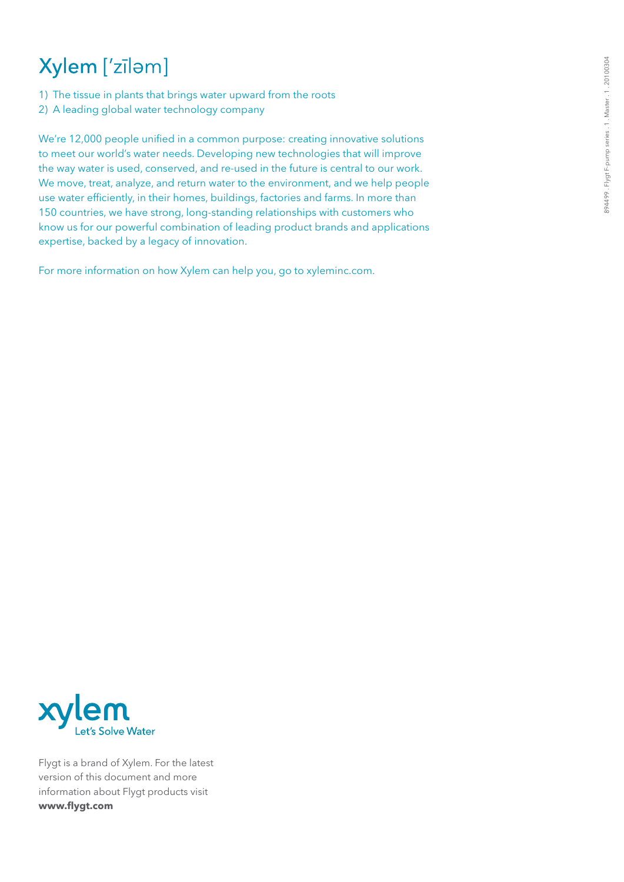# Xylem [ˈzīləm]

1) The tissue in plants that brings water upward from the roots
2) A leading global water technology company

We're 12,000 people unified in a common purpose: creating innovative solutions to meet our world's water needs. Developing new technologies that will improve the way water is used, conserved, and re-used in the future is central to our work. We move, treat, analyze, and return water to the environment, and we help people use water efficiently, in their homes, buildings, factories and farms. In more than 150 countries, we have strong, long-standing relationships with customers who know us for our powerful combination of leading product brands and applications expertise, backed by a legacy of innovation.

For more information on how Xylem can help you, go to xyleminc.com.

xylem
Let's Solve Water

Flygt is a brand of Xylem. For the latest version of this document and more information about Flygt products visit **www.flygt.com**

894499 . Flygt F-pump series . 1 . Master . 1 . 20100304